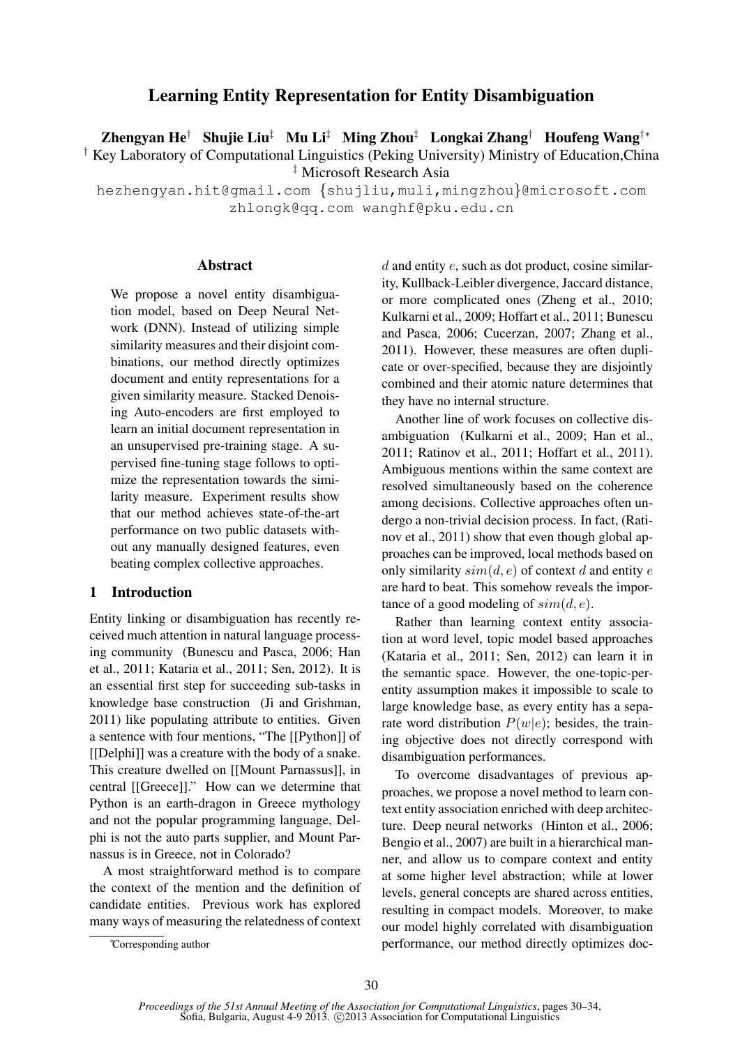# Learning Entity Representation for Entity Disambiguation

**Zhengyan He**[†] **Shujie Liu**[‡] **Mu Li**[‡] **Ming Zhou**[‡] **Longkai Zhang**[†] **Houfeng Wang**[†*]

[†] Key Laboratory of Computational Linguistics (Peking University) Ministry of Education,China

[‡] Microsoft Research Asia

hezhengyan.hit@gmail.com {shujliu,muli,mingzhou}@microsoft.com
zhlongk@qq.com wanghf@pku.edu.cn

## Abstract

We propose a novel entity disambiguation model, based on Deep Neural Network (DNN). Instead of utilizing simple similarity measures and their disjoint combinations, our method directly optimizes document and entity representations for a given similarity measure. Stacked Denoising Auto-encoders are first employed to learn an initial document representation in an unsupervised pre-training stage. A supervised fine-tuning stage follows to optimize the representation towards the similarity measure. Experiment results show that our method achieves state-of-the-art performance on two public datasets without any manually designed features, even beating complex collective approaches.

## 1 Introduction

Entity linking or disambiguation has recently received much attention in natural language processing community (Bunescu and Pasca, 2006; Han et al., 2011; Kataria et al., 2011; Sen, 2012). It is an essential first step for succeeding sub-tasks in knowledge base construction (Ji and Grishman, 2011) like populating attribute to entities. Given a sentence with four mentions, "The [[Python]] of [[Delphi]] was a creature with the body of a snake. This creature dwelled on [[Mount Parnassus]], in central [[Greece]]." How can we determine that Python is an earth-dragon in Greece mythology and not the popular programming language, Delphi is not the auto parts supplier, and Mount Parnassus is in Greece, not in Colorado?

A most straightforward method is to compare the context of the mention and the definition of candidate entities. Previous work has explored many ways of measuring the relatedness of context $d$ and entity $e$, such as dot product, cosine similarity, Kullback-Leibler divergence, Jaccard distance, or more complicated ones (Zheng et al., 2010; Kulkarni et al., 2009; Hoffart et al., 2011; Bunescu and Pasca, 2006; Cucerzan, 2007; Zhang et al., 2011). However, these measures are often duplicate or over-specified, because they are disjointly combined and their atomic nature determines that they have no internal structure.

Another line of work focuses on collective disambiguation (Kulkarni et al., 2009; Han et al., 2011; Ratinov et al., 2011; Hoffart et al., 2011). Ambiguous mentions within the same context are resolved simultaneously based on the coherence among decisions. Collective approaches often undergo a non-trivial decision process. In fact, (Ratinov et al., 2011) show that even though global approaches can be improved, local methods based on only similarity $sim(d, e)$ of context $d$ and entity $e$ are hard to beat. This somehow reveals the importance of a good modeling of $sim(d, e)$.

Rather than learning context entity association at word level, topic model based approaches (Kataria et al., 2011; Sen, 2012) can learn it in the semantic space. However, the one-topic-per-entity assumption makes it impossible to scale to large knowledge base, as every entity has a separate word distribution $P(w|e)$; besides, the training objective does not directly correspond with disambiguation performances.

To overcome disadvantages of previous approaches, we propose a novel method to learn context entity association enriched with deep architecture. Deep neural networks (Hinton et al., 2006; Bengio et al., 2007) are built in a hierarchical manner, and allow us to compare context and entity at some higher level abstraction; while at lower levels, general concepts are shared across entities, resulting in compact models. Moreover, to make our model highly correlated with disambiguation performance, our method directly optimizes doc-

*Corresponding author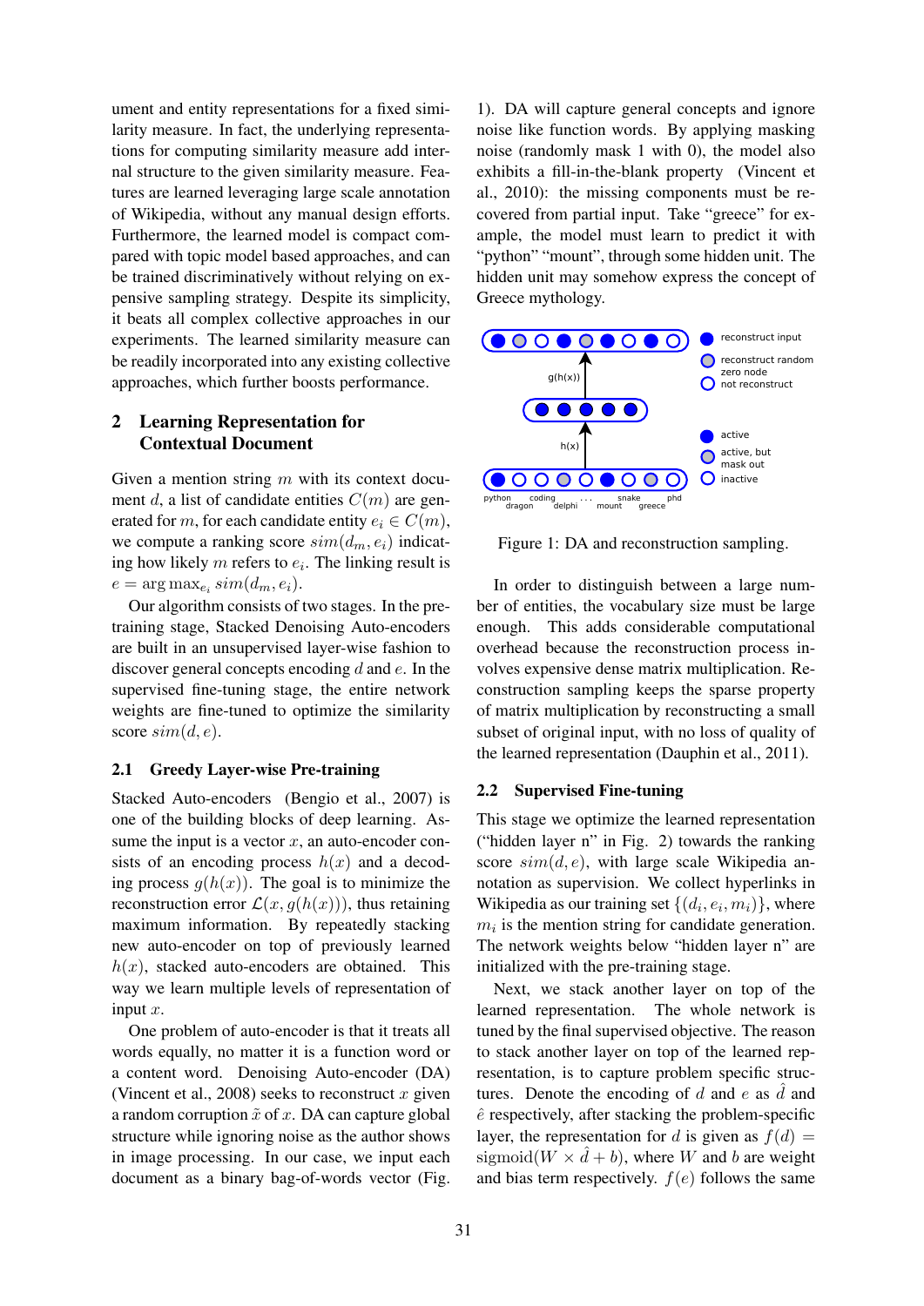ument and entity representations for a fixed similarity measure. In fact, the underlying representations for computing similarity measure add internal structure to the given similarity measure. Features are learned leveraging large scale annotation of Wikipedia, without any manual design efforts. Furthermore, the learned model is compact compared with topic model based approaches, and can be trained discriminatively without relying on expensive sampling strategy. Despite its simplicity, it beats all complex collective approaches in our experiments. The learned similarity measure can be readily incorporated into any existing collective approaches, which further boosts performance.

## 2 Learning Representation for Contextual Document

Given a mention string $m$ with its context document $d$, a list of candidate entities $C(m)$ are generated for $m$, for each candidate entity $e_i \in C(m)$, we compute a ranking score $sim(d_m, e_i)$ indicating how likely $m$ refers to $e_i$. The linking result is $e = \arg\max_{e_i} sim(d_m, e_i)$.

Our algorithm consists of two stages. In the pre-training stage, Stacked Denoising Auto-encoders are built in an unsupervised layer-wise fashion to discover general concepts encoding $d$ and $e$. In the supervised fine-tuning stage, the entire network weights are fine-tuned to optimize the similarity score $sim(d, e)$.

### 2.1 Greedy Layer-wise Pre-training

Stacked Auto-encoders (Bengio et al., 2007) is one of the building blocks of deep learning. Assume the input is a vector $x$, an auto-encoder consists of an encoding process $h(x)$ and a decoding process $g(h(x))$. The goal is to minimize the reconstruction error $\mathcal{L}(x, g(h(x)))$, thus retaining maximum information. By repeatedly stacking new auto-encoder on top of previously learned $h(x)$, stacked auto-encoders are obtained. This way we learn multiple levels of representation of input $x$.

One problem of auto-encoder is that it treats all words equally, no matter it is a function word or a content word. Denoising Auto-encoder (DA) (Vincent et al., 2008) seeks to reconstruct $x$ given a random corruption $\tilde{x}$ of $x$. DA can capture global structure while ignoring noise as the author shows in image processing. In our case, we input each document as a binary bag-of-words vector (Fig. 1). DA will capture general concepts and ignore noise like function words. By applying masking noise (randomly mask 1 with 0), the model also exhibits a fill-in-the-blank property (Vincent et al., 2010): the missing components must be recovered from partial input. Take "greece" for example, the model must learn to predict it with "python" "mount", through some hidden unit. The hidden unit may somehow express the concept of Greece mythology.

Figure 1: DA and reconstruction sampling.

In order to distinguish between a large number of entities, the vocabulary size must be large enough. This adds considerable computational overhead because the reconstruction process involves expensive dense matrix multiplication. Reconstruction sampling keeps the sparse property of matrix multiplication by reconstructing a small subset of original input, with no loss of quality of the learned representation (Dauphin et al., 2011).

### 2.2 Supervised Fine-tuning

This stage we optimize the learned representation ("hidden layer n" in Fig. 2) towards the ranking score $sim(d, e)$, with large scale Wikipedia annotation as supervision. We collect hyperlinks in Wikipedia as our training set $\{(d_i, e_i, m_i)\}$, where $m_i$ is the mention string for candidate generation. The network weights below "hidden layer n" are initialized with the pre-training stage.

Next, we stack another layer on top of the learned representation. The whole network is tuned by the final supervised objective. The reason to stack another layer on top of the learned representation, is to capture problem specific structures. Denote the encoding of $d$ and $e$ as $\hat{d}$ and $\hat{e}$ respectively, after stacking the problem-specific layer, the representation for $d$ is given as $f(d) = \text{sigmoid}(W \times \hat{d} + b)$, where $W$ and $b$ are weight and bias term respectively. $f(e)$ follows the same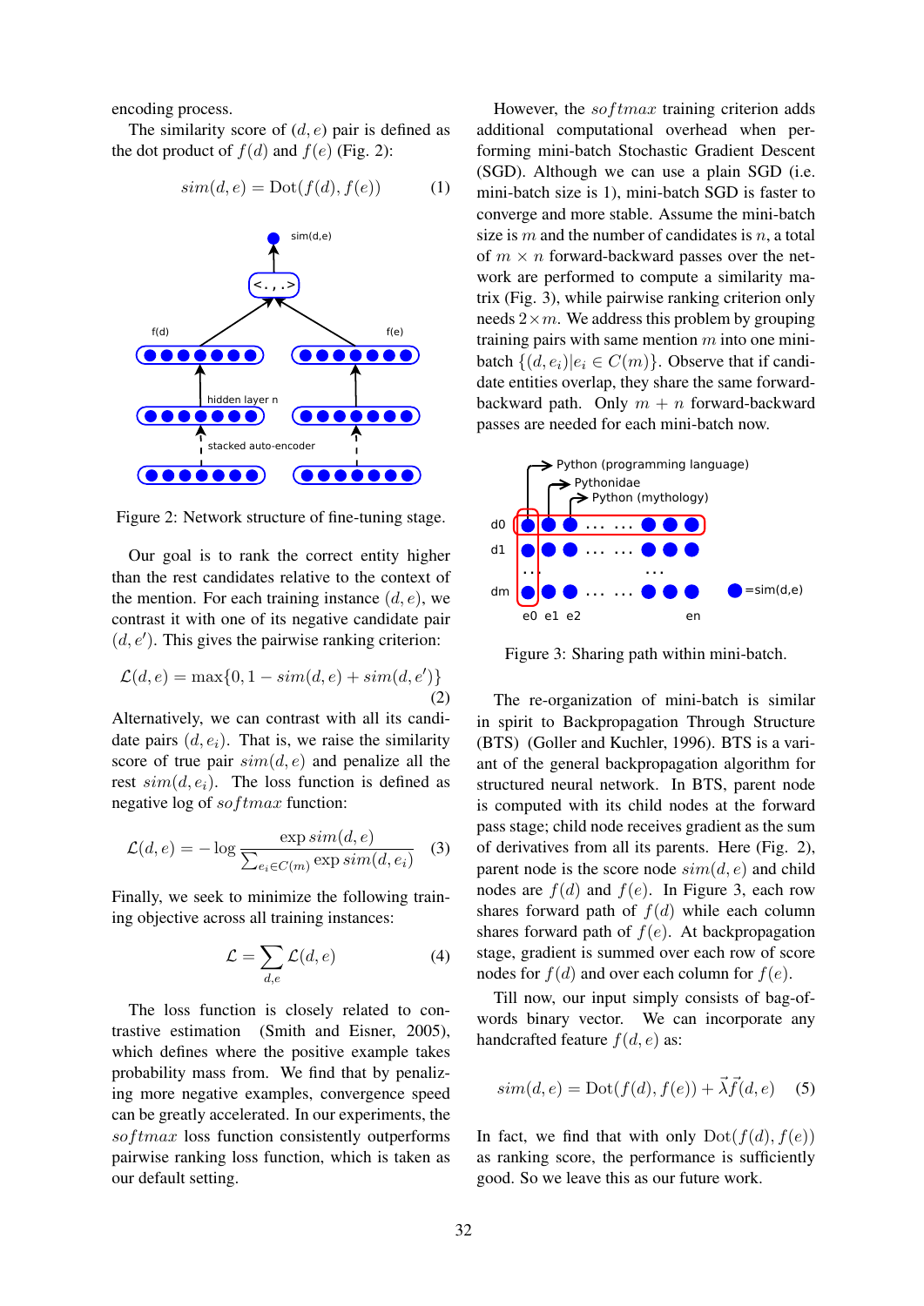encoding process.

The similarity score of $(d, e)$ pair is defined as the dot product of $f(d)$ and $f(e)$ (Fig. 2):

$$sim(d, e) = \text{Dot}(f(d), f(e)) \tag{1}$$

Figure 2: Network structure of fine-tuning stage.

Our goal is to rank the correct entity higher than the rest candidates relative to the context of the mention. For each training instance $(d, e)$, we contrast it with one of its negative candidate pair $(d, e')$. This gives the pairwise ranking criterion:

$$\mathcal{L}(d, e) = \max\{0, 1 - sim(d, e) + sim(d, e')\} \tag{2}$$

Alternatively, we can contrast with all its candidate pairs $(d, e_i)$. That is, we raise the similarity score of true pair $sim(d, e)$ and penalize all the rest $sim(d, e_i)$. The loss function is defined as negative log of $softmax$ function:

$$\mathcal{L}(d, e) = -\log \frac{\exp sim(d, e)}{\sum_{e_i \in C(m)} \exp sim(d, e_i)} \tag{3}$$

Finally, we seek to minimize the following training objective across all training instances:

$$\mathcal{L} = \sum_{d,e} \mathcal{L}(d, e) \tag{4}$$

The loss function is closely related to contrastive estimation (Smith and Eisner, 2005), which defines where the positive example takes probability mass from. We find that by penalizing more negative examples, convergence speed can be greatly accelerated. In our experiments, the $softmax$ loss function consistently outperforms pairwise ranking loss function, which is taken as our default setting.

However, the $softmax$ training criterion adds additional computational overhead when performing mini-batch Stochastic Gradient Descent (SGD). Although we can use a plain SGD (i.e. mini-batch size is 1), mini-batch SGD is faster to converge and more stable. Assume the mini-batch size is $m$ and the number of candidates is $n$, a total of $m \times n$ forward-backward passes over the network are performed to compute a similarity matrix (Fig. 3), while pairwise ranking criterion only needs $2 \times m$. We address this problem by grouping training pairs with same mention $m$ into one mini-batch $\{(d, e_i) | e_i \in C(m)\}$. Observe that if candidate entities overlap, they share the same forward-backward path. Only $m + n$ forward-backward passes are needed for each mini-batch now.

Figure 3: Sharing path within mini-batch.

The re-organization of mini-batch is similar in spirit to Backpropagation Through Structure (BTS) (Goller and Kuchler, 1996). BTS is a variant of the general backpropagation algorithm for structured neural network. In BTS, parent node is computed with its child nodes at the forward pass stage; child node receives gradient as the sum of derivatives from all its parents. Here (Fig. 2), parent node is the score node $sim(d, e)$ and child nodes are $f(d)$ and $f(e)$. In Figure 3, each row shares forward path of $f(d)$ while each column shares forward path of $f(e)$. At backpropagation stage, gradient is summed over each row of score nodes for $f(d)$ and over each column for $f(e)$.

Till now, our input simply consists of bag-of-words binary vector. We can incorporate any handcrafted feature $f(d, e)$ as:

$$sim(d, e) = \text{Dot}(f(d), f(e)) + \vec{\lambda}\vec{f}(d, e) \tag{5}$$

In fact, we find that with only $\text{Dot}(f(d), f(e))$ as ranking score, the performance is sufficiently good. So we leave this as our future work.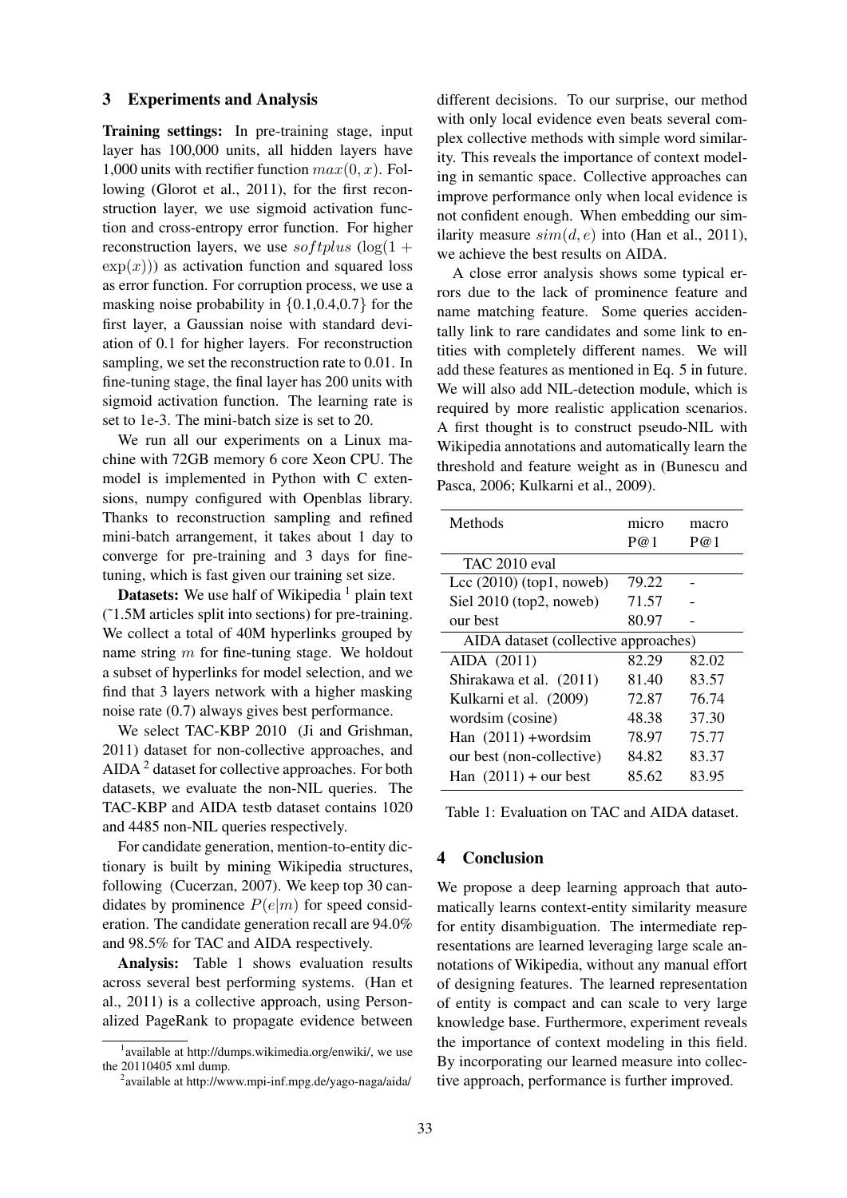## 3 Experiments and Analysis

**Training settings:** In pre-training stage, input layer has 100,000 units, all hidden layers have 1,000 units with rectifier function $max(0, x)$. Following (Glorot et al., 2011), for the first reconstruction layer, we use sigmoid activation function and cross-entropy error function. For higher reconstruction layers, we use $softplus$ ($\log(1 + \exp(x))$) as activation function and squared loss as error function. For corruption process, we use a masking noise probability in {0.1,0.4,0.7} for the first layer, a Gaussian noise with standard deviation of 0.1 for higher layers. For reconstruction sampling, we set the reconstruction rate to 0.01. In fine-tuning stage, the final layer has 200 units with sigmoid activation function. The learning rate is set to 1e-3. The mini-batch size is set to 20.

We run all our experiments on a Linux machine with 72GB memory 6 core Xeon CPU. The model is implemented in Python with C extensions, numpy configured with Openblas library. Thanks to reconstruction sampling and refined mini-batch arrangement, it takes about 1 day to converge for pre-training and 3 days for fine-tuning, which is fast given our training set size.

**Datasets:** We use half of Wikipedia [1] plain text (˜1.5M articles split into sections) for pre-training. We collect a total of 40M hyperlinks grouped by name string $m$ for fine-tuning stage. We holdout a subset of hyperlinks for model selection, and we find that 3 layers network with a higher masking noise rate (0.7) always gives best performance.

We select TAC-KBP 2010 (Ji and Grishman, 2011) dataset for non-collective approaches, and AIDA [2] dataset for collective approaches. For both datasets, we evaluate the non-NIL queries. The TAC-KBP and AIDA testb dataset contains 1020 and 4485 non-NIL queries respectively.

For candidate generation, mention-to-entity dictionary is built by mining Wikipedia structures, following (Cucerzan, 2007). We keep top 30 candidates by prominence $P(e|m)$ for speed consideration. The candidate generation recall are 94.0% and 98.5% for TAC and AIDA respectively.

**Analysis:** Table 1 shows evaluation results across several best performing systems. (Han et al., 2011) is a collective approach, using Personalized PageRank to propagate evidence between different decisions. To our surprise, our method with only local evidence even beats several complex collective methods with simple word similarity. This reveals the importance of context modeling in semantic space. Collective approaches can improve performance only when local evidence is not confident enough. When embedding our similarity measure $sim(d, e)$ into (Han et al., 2011), we achieve the best results on AIDA.

A close error analysis shows some typical errors due to the lack of prominence feature and name matching feature. Some queries accidentally link to rare candidates and some link to entities with completely different names. We will add these features as mentioned in Eq. 5 in future. We will also add NIL-detection module, which is required by more realistic application scenarios. A first thought is to construct pseudo-NIL with Wikipedia annotations and automatically learn the threshold and feature weight as in (Bunescu and Pasca, 2006; Kulkarni et al., 2009).

| Methods | micro P@1 | macro P@1 |
|---|---|---|
| TAC 2010 eval | | |
| Lcc (2010) (top1, noweb) | 79.22 | - |
| Siel 2010 (top2, noweb) | 71.57 | - |
| our best | 80.97 | - |
| AIDA dataset (collective approaches) | | |
| AIDA (2011) | 82.29 | 82.02 |
| Shirakawa et al. (2011) | 81.40 | 83.57 |
| Kulkarni et al. (2009) | 72.87 | 76.74 |
| wordsim (cosine) | 48.38 | 37.30 |
| Han (2011) +wordsim | 78.97 | 75.77 |
| our best (non-collective) | 84.82 | 83.37 |
| Han (2011) + our best | 85.62 | 83.95 |

Table 1: Evaluation on TAC and AIDA dataset.

## 4 Conclusion

We propose a deep learning approach that automatically learns context-entity similarity measure for entity disambiguation. The intermediate representations are learned leveraging large scale annotations of Wikipedia, without any manual effort of designing features. The learned representation of entity is compact and can scale to very large knowledge base. Furthermore, experiment reveals the importance of context modeling in this field. By incorporating our learned measure into collective approach, performance is further improved.

[1] available at http://dumps.wikimedia.org/enwiki/, we use the 20110405 xml dump.

[2] available at http://www.mpi-inf.mpg.de/yago-naga/aida/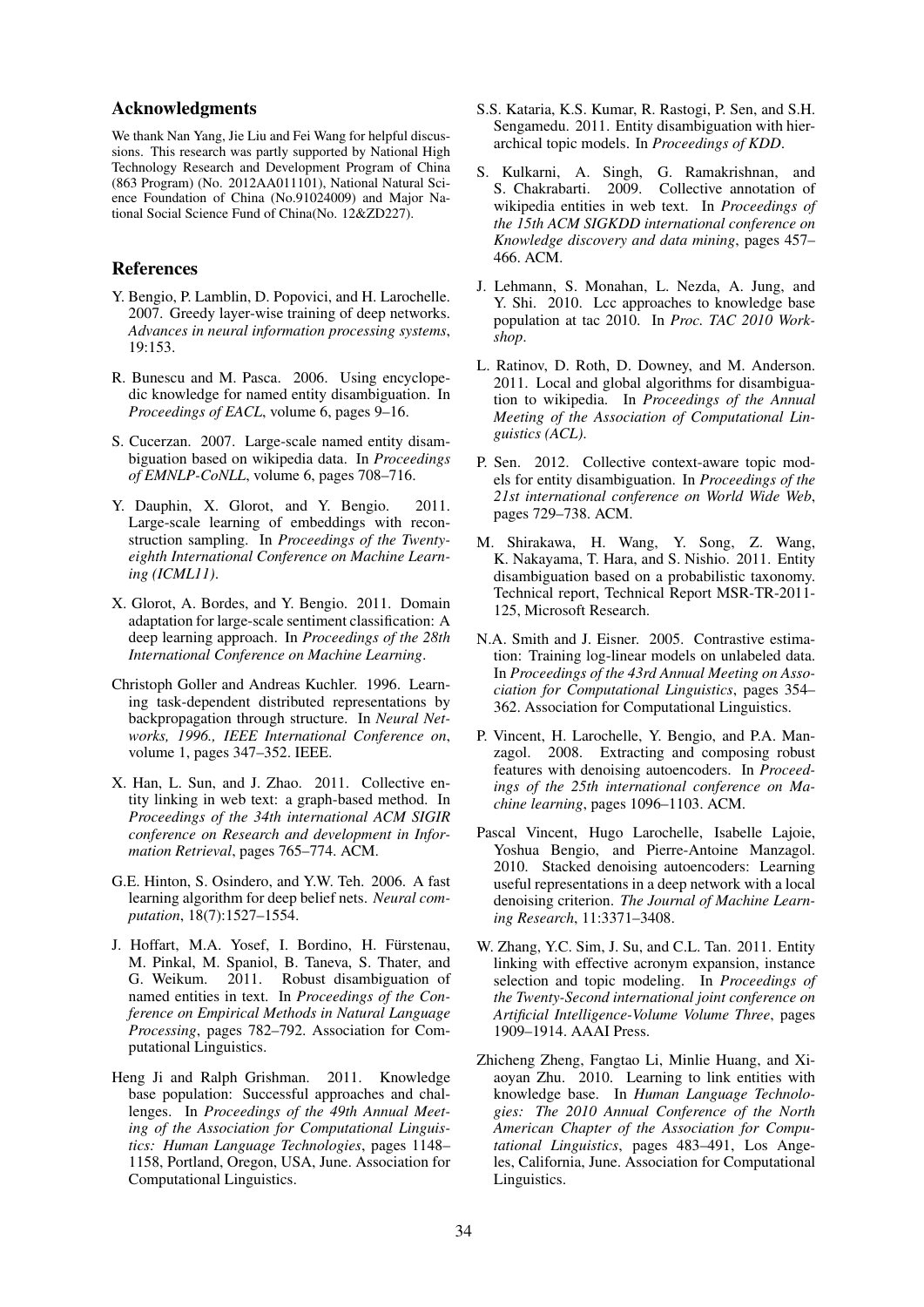## Acknowledgments

We thank Nan Yang, Jie Liu and Fei Wang for helpful discussions. This research was partly supported by National High Technology Research and Development Program of China (863 Program) (No. 2012AA011101), National Natural Science Foundation of China (No.91024009) and Major National Social Science Fund of China(No. 12&ZD227).

## References

Y. Bengio, P. Lamblin, D. Popovici, and H. Larochelle. 2007. Greedy layer-wise training of deep networks. *Advances in neural information processing systems*, 19:153.

R. Bunescu and M. Pasca. 2006. Using encyclopedic knowledge for named entity disambiguation. In *Proceedings of EACL*, volume 6, pages 9–16.

S. Cucerzan. 2007. Large-scale named entity disambiguation based on wikipedia data. In *Proceedings of EMNLP-CoNLL*, volume 6, pages 708–716.

Y. Dauphin, X. Glorot, and Y. Bengio. 2011. Large-scale learning of embeddings with reconstruction sampling. In *Proceedings of the Twenty-eighth International Conference on Machine Learning (ICML11)*.

X. Glorot, A. Bordes, and Y. Bengio. 2011. Domain adaptation for large-scale sentiment classification: A deep learning approach. In *Proceedings of the 28th International Conference on Machine Learning*.

Christoph Goller and Andreas Kuchler. 1996. Learning task-dependent distributed representations by backpropagation through structure. In *Neural Networks, 1996., IEEE International Conference on*, volume 1, pages 347–352. IEEE.

X. Han, L. Sun, and J. Zhao. 2011. Collective entity linking in web text: a graph-based method. In *Proceedings of the 34th international ACM SIGIR conference on Research and development in Information Retrieval*, pages 765–774. ACM.

G.E. Hinton, S. Osindero, and Y.W. Teh. 2006. A fast learning algorithm for deep belief nets. *Neural computation*, 18(7):1527–1554.

J. Hoffart, M.A. Yosef, I. Bordino, H. Fürstenau, M. Pinkal, M. Spaniol, B. Taneva, S. Thater, and G. Weikum. 2011. Robust disambiguation of named entities in text. In *Proceedings of the Conference on Empirical Methods in Natural Language Processing*, pages 782–792. Association for Computational Linguistics.

Heng Ji and Ralph Grishman. 2011. Knowledge base population: Successful approaches and challenges. In *Proceedings of the 49th Annual Meeting of the Association for Computational Linguistics: Human Language Technologies*, pages 1148–1158, Portland, Oregon, USA, June. Association for Computational Linguistics.

S.S. Kataria, K.S. Kumar, R. Rastogi, P. Sen, and S.H. Sengamedu. 2011. Entity disambiguation with hierarchical topic models. In *Proceedings of KDD*.

S. Kulkarni, A. Singh, G. Ramakrishnan, and S. Chakrabarti. 2009. Collective annotation of wikipedia entities in web text. In *Proceedings of the 15th ACM SIGKDD international conference on Knowledge discovery and data mining*, pages 457–466. ACM.

J. Lehmann, S. Monahan, L. Nezda, A. Jung, and Y. Shi. 2010. Lcc approaches to knowledge base population at tac 2010. In *Proc. TAC 2010 Workshop*.

L. Ratinov, D. Roth, D. Downey, and M. Anderson. 2011. Local and global algorithms for disambiguation to wikipedia. In *Proceedings of the Annual Meeting of the Association of Computational Linguistics (ACL)*.

P. Sen. 2012. Collective context-aware topic models for entity disambiguation. In *Proceedings of the 21st international conference on World Wide Web*, pages 729–738. ACM.

M. Shirakawa, H. Wang, Y. Song, Z. Wang, K. Nakayama, T. Hara, and S. Nishio. 2011. Entity disambiguation based on a probabilistic taxonomy. Technical report, Technical Report MSR-TR-2011-125, Microsoft Research.

N.A. Smith and J. Eisner. 2005. Contrastive estimation: Training log-linear models on unlabeled data. In *Proceedings of the 43rd Annual Meeting on Association for Computational Linguistics*, pages 354–362. Association for Computational Linguistics.

P. Vincent, H. Larochelle, Y. Bengio, and P.A. Manzagol. 2008. Extracting and composing robust features with denoising autoencoders. In *Proceedings of the 25th international conference on Machine learning*, pages 1096–1103. ACM.

Pascal Vincent, Hugo Larochelle, Isabelle Lajoie, Yoshua Bengio, and Pierre-Antoine Manzagol. 2010. Stacked denoising autoencoders: Learning useful representations in a deep network with a local denoising criterion. *The Journal of Machine Learning Research*, 11:3371–3408.

W. Zhang, Y.C. Sim, J. Su, and C.L. Tan. 2011. Entity linking with effective acronym expansion, instance selection and topic modeling. In *Proceedings of the Twenty-Second international joint conference on Artificial Intelligence-Volume Volume Three*, pages 1909–1914. AAAI Press.

Zhicheng Zheng, Fangtao Li, Minlie Huang, and Xiaoyan Zhu. 2010. Learning to link entities with knowledge base. In *Human Language Technologies: The 2010 Annual Conference of the North American Chapter of the Association for Computational Linguistics*, pages 483–491, Los Angeles, California, June. Association for Computational Linguistics.